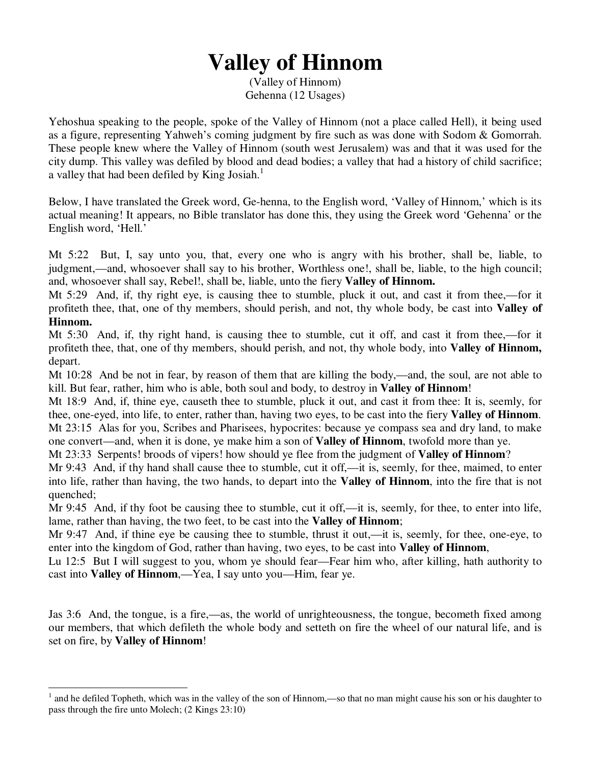# Valley of Hinnom

(Valley of Hinnom)
Gehenna (12 Usages)

Yehoshua speaking to the people, spoke of the Valley of Hinnom (not a place called Hell), it being used as a figure, representing Yahweh's coming judgment by fire such as was done with Sodom & Gomorrah. These people knew where the Valley of Hinnom (south west Jerusalem) was and that it was used for the city dump. This valley was defiled by blood and dead bodies; a valley that had a history of child sacrifice; a valley that had been defiled by King Josiah.[1]

Below, I have translated the Greek word, Ge-henna, to the English word, 'Valley of Hinnom,' which is its actual meaning! It appears, no Bible translator has done this, they using the Greek word 'Gehenna' or the English word, 'Hell.'

Mt 5:22 But, I, say unto you, that, every one who is angry with his brother, shall be, liable, to judgment,—and, whosoever shall say to his brother, Worthless one!, shall be, liable, to the high council; and, whosoever shall say, Rebel!, shall be, liable, unto the fiery **Valley of Hinnom.**
Mt 5:29 And, if, thy right eye, is causing thee to stumble, pluck it out, and cast it from thee,—for it profiteth thee, that, one of thy members, should perish, and not, thy whole body, be cast into **Valley of Hinnom.**
Mt 5:30 And, if, thy right hand, is causing thee to stumble, cut it off, and cast it from thee,—for it profiteth thee, that, one of thy members, should perish, and not, thy whole body, into **Valley of Hinnom,** depart.
Mt 10:28 And be not in fear, by reason of them that are killing the body,—and, the soul, are not able to kill. But fear, rather, him who is able, both soul and body, to destroy in **Valley of Hinnom**!
Mt 18:9 And, if, thine eye, causeth thee to stumble, pluck it out, and cast it from thee: It is, seemly, for thee, one-eyed, into life, to enter, rather than, having two eyes, to be cast into the fiery **Valley of Hinnom**.
Mt 23:15 Alas for you, Scribes and Pharisees, hypocrites: because ye compass sea and dry land, to make one convert—and, when it is done, ye make him a son of **Valley of Hinnom**, twofold more than ye.
Mt 23:33 Serpents! broods of vipers! how should ye flee from the judgment of **Valley of Hinnom**?
Mr 9:43 And, if thy hand shall cause thee to stumble, cut it off,—it is, seemly, for thee, maimed, to enter into life, rather than having, the two hands, to depart into the **Valley of Hinnom**, into the fire that is not quenched;
Mr 9:45 And, if thy foot be causing thee to stumble, cut it off,—it is, seemly, for thee, to enter into life, lame, rather than having, the two feet, to be cast into the **Valley of Hinnom**;
Mr 9:47 And, if thine eye be causing thee to stumble, thrust it out,—it is, seemly, for thee, one-eye, to enter into the kingdom of God, rather than having, two eyes, to be cast into **Valley of Hinnom**,
Lu 12:5 But I will suggest to you, whom ye should fear—Fear him who, after killing, hath authority to cast into **Valley of Hinnom**,—Yea, I say unto you—Him, fear ye.

Jas 3:6 And, the tongue, is a fire,—as, the world of unrighteousness, the tongue, becometh fixed among our members, that which defileth the whole body and setteth on fire the wheel of our natural life, and is set on fire, by **Valley of Hinnom**!

---

[1] and he defiled Topheth, which was in the valley of the son of Hinnom,—so that no man might cause his son or his daughter to pass through the fire unto Molech; (2 Kings 23:10)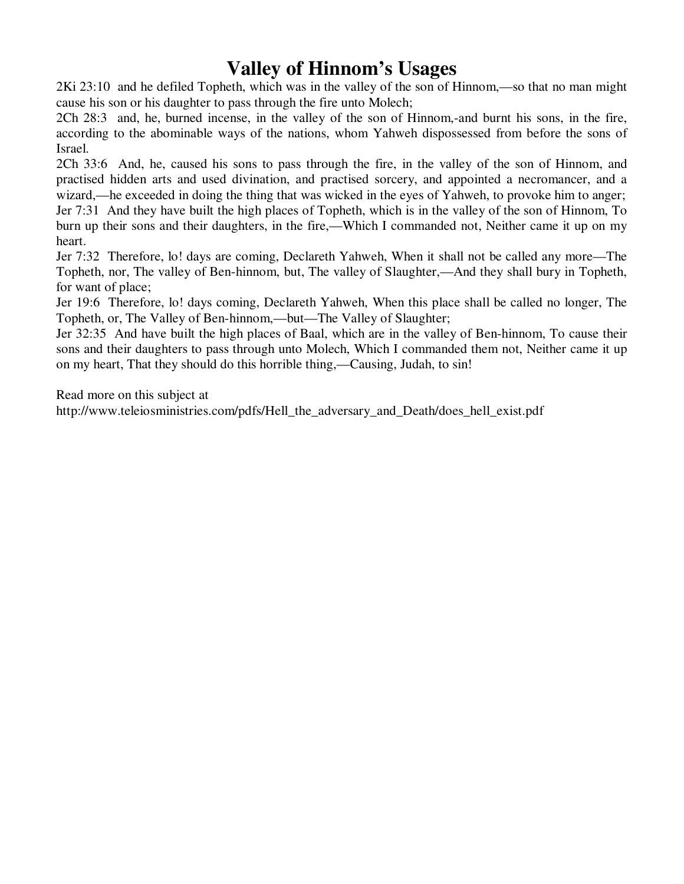# Valley of Hinnom's Usages

2Ki 23:10 and he defiled Topheth, which was in the valley of the son of Hinnom,—so that no man might cause his son or his daughter to pass through the fire unto Molech;

2Ch 28:3 and, he, burned incense, in the valley of the son of Hinnom,-and burnt his sons, in the fire, according to the abominable ways of the nations, whom Yahweh dispossessed from before the sons of Israel.

2Ch 33:6 And, he, caused his sons to pass through the fire, in the valley of the son of Hinnom, and practised hidden arts and used divination, and practised sorcery, and appointed a necromancer, and a wizard,—he exceeded in doing the thing that was wicked in the eyes of Yahweh, to provoke him to anger;

Jer 7:31 And they have built the high places of Topheth, which is in the valley of the son of Hinnom, To burn up their sons and their daughters, in the fire,—Which I commanded not, Neither came it up on my heart.

Jer 7:32 Therefore, lo! days are coming, Declareth Yahweh, When it shall not be called any more—The Topheth, nor, The valley of Ben-hinnom, but, The valley of Slaughter,—And they shall bury in Topheth, for want of place;

Jer 19:6 Therefore, lo! days coming, Declareth Yahweh, When this place shall be called no longer, The Topheth, or, The Valley of Ben-hinnom,—but—The Valley of Slaughter;

Jer 32:35 And have built the high places of Baal, which are in the valley of Ben-hinnom, To cause their sons and their daughters to pass through unto Molech, Which I commanded them not, Neither came it up on my heart, That they should do this horrible thing,—Causing, Judah, to sin!

Read more on this subject at
http://www.teleiosministries.com/pdfs/Hell_the_adversary_and_Death/does_hell_exist.pdf